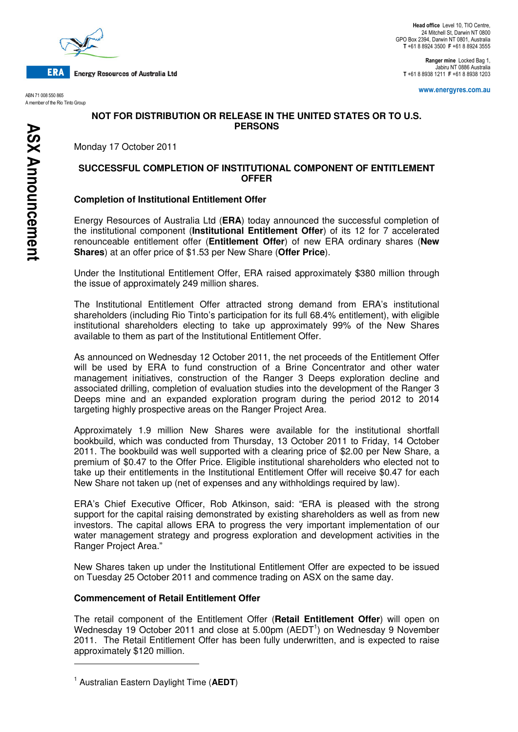Energy Resources of Australia Ltd

ABN 71 008 550 865
A member of the Rio Tinto Group

**Head office** Level 10, TIO Centre, 24 Mitchell St, Darwin NT 0800
GPO Box 2394, Darwin NT 0801, Australia
**T** +61 8 8924 3500 **F** +61 8 8924 3555

**Ranger mine** Locked Bag 1, Jabiru NT 0886 Australia
**T** +61 8 8938 1211 **F** +61 8 8938 1203

www.energyres.com.au

ASX Announcement

**NOT FOR DISTRIBUTION OR RELEASE IN THE UNITED STATES OR TO U.S. PERSONS**

Monday 17 October 2011

## SUCCESSFUL COMPLETION OF INSTITUTIONAL COMPONENT OF ENTITLEMENT OFFER

### Completion of Institutional Entitlement Offer

Energy Resources of Australia Ltd (**ERA**) today announced the successful completion of the institutional component (**Institutional Entitlement Offer**) of its 12 for 7 accelerated renounceable entitlement offer (**Entitlement Offer**) of new ERA ordinary shares (**New Shares**) at an offer price of $1.53 per New Share (**Offer Price**).

Under the Institutional Entitlement Offer, ERA raised approximately $380 million through the issue of approximately 249 million shares.

The Institutional Entitlement Offer attracted strong demand from ERA's institutional shareholders (including Rio Tinto's participation for its full 68.4% entitlement), with eligible institutional shareholders electing to take up approximately 99% of the New Shares available to them as part of the Institutional Entitlement Offer.

As announced on Wednesday 12 October 2011, the net proceeds of the Entitlement Offer will be used by ERA to fund construction of a Brine Concentrator and other water management initiatives, construction of the Ranger 3 Deeps exploration decline and associated drilling, completion of evaluation studies into the development of the Ranger 3 Deeps mine and an expanded exploration program during the period 2012 to 2014 targeting highly prospective areas on the Ranger Project Area.

Approximately 1.9 million New Shares were available for the institutional shortfall bookbuild, which was conducted from Thursday, 13 October 2011 to Friday, 14 October 2011. The bookbuild was well supported with a clearing price of $2.00 per New Share, a premium of $0.47 to the Offer Price. Eligible institutional shareholders who elected not to take up their entitlements in the Institutional Entitlement Offer will receive $0.47 for each New Share not taken up (net of expenses and any withholdings required by law).

ERA's Chief Executive Officer, Rob Atkinson, said: "ERA is pleased with the strong support for the capital raising demonstrated by existing shareholders as well as from new investors. The capital allows ERA to progress the very important implementation of our water management strategy and progress exploration and development activities in the Ranger Project Area."

New Shares taken up under the Institutional Entitlement Offer are expected to be issued on Tuesday 25 October 2011 and commence trading on ASX on the same day.

### Commencement of Retail Entitlement Offer

The retail component of the Entitlement Offer (**Retail Entitlement Offer**) will open on Wednesday 19 October 2011 and close at 5.00pm (AEDT[1]) on Wednesday 9 November 2011. The Retail Entitlement Offer has been fully underwritten, and is expected to raise approximately $120 million.

---

[1] Australian Eastern Daylight Time (**AEDT**)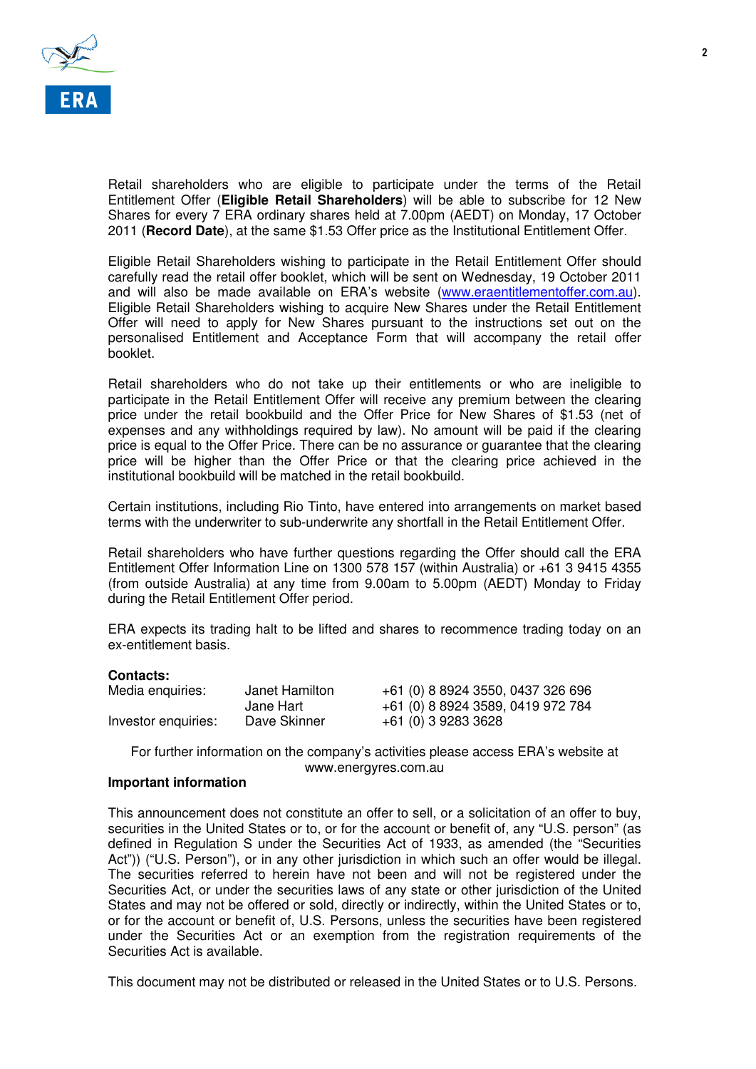Retail shareholders who are eligible to participate under the terms of the Retail Entitlement Offer (**Eligible Retail Shareholders**) will be able to subscribe for 12 New Shares for every 7 ERA ordinary shares held at 7.00pm (AEDT) on Monday, 17 October 2011 (**Record Date**), at the same $1.53 Offer price as the Institutional Entitlement Offer.

Eligible Retail Shareholders wishing to participate in the Retail Entitlement Offer should carefully read the retail offer booklet, which will be sent on Wednesday, 19 October 2011 and will also be made available on ERA's website (www.eraentitlementoffer.com.au). Eligible Retail Shareholders wishing to acquire New Shares under the Retail Entitlement Offer will need to apply for New Shares pursuant to the instructions set out on the personalised Entitlement and Acceptance Form that will accompany the retail offer booklet.

Retail shareholders who do not take up their entitlements or who are ineligible to participate in the Retail Entitlement Offer will receive any premium between the clearing price under the retail bookbuild and the Offer Price for New Shares of $1.53 (net of expenses and any withholdings required by law). No amount will be paid if the clearing price is equal to the Offer Price. There can be no assurance or guarantee that the clearing price will be higher than the Offer Price or that the clearing price achieved in the institutional bookbuild will be matched in the retail bookbuild.

Certain institutions, including Rio Tinto, have entered into arrangements on market based terms with the underwriter to sub-underwrite any shortfall in the Retail Entitlement Offer.

Retail shareholders who have further questions regarding the Offer should call the ERA Entitlement Offer Information Line on 1300 578 157 (within Australia) or +61 3 9415 4355 (from outside Australia) at any time from 9.00am to 5.00pm (AEDT) Monday to Friday during the Retail Entitlement Offer period.

ERA expects its trading halt to be lifted and shares to recommence trading today on an ex-entitlement basis.

**Contacts:**

| | | |
|---|---|---|
| Media enquiries: | Janet Hamilton | +61 (0) 8 8924 3550, 0437 326 696 |
| | Jane Hart | +61 (0) 8 8924 3589, 0419 972 784 |
| Investor enquiries: | Dave Skinner | +61 (0) 3 9283 3628 |

For further information on the company's activities please access ERA's website at www.energyres.com.au

**Important information**

This announcement does not constitute an offer to sell, or a solicitation of an offer to buy, securities in the United States or to, or for the account or benefit of, any "U.S. person" (as defined in Regulation S under the Securities Act of 1933, as amended (the "Securities Act")) ("U.S. Person"), or in any other jurisdiction in which such an offer would be illegal. The securities referred to herein have not been and will not be registered under the Securities Act, or under the securities laws of any state or other jurisdiction of the United States and may not be offered or sold, directly or indirectly, within the United States or to, or for the account or benefit of, U.S. Persons, unless the securities have been registered under the Securities Act or an exemption from the registration requirements of the Securities Act is available.

This document may not be distributed or released in the United States or to U.S. Persons.